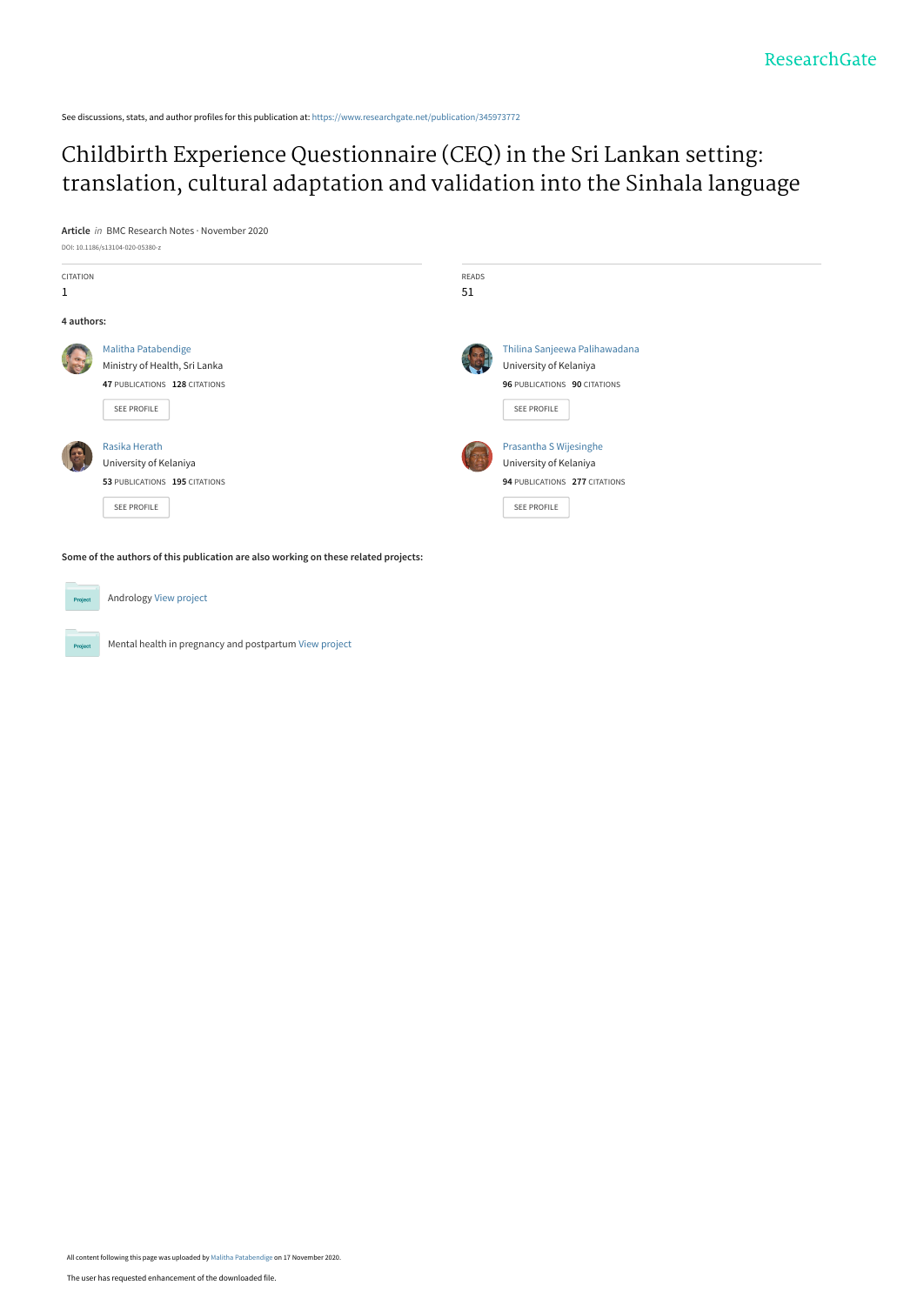See discussions, stats, and author profiles for this publication at: https://www.researchgate.net/publication/345973772

# Childbirth Experience Questionnaire (CEQ) in the Sri Lankan setting: translation, cultural adaptation and validation into the Sinhala language

**Article** *in* BMC Research Notes · November 2020

DOI: 10.1186/s13104-020-05380-z

| CITATION | READS |
| --- | --- |
| 1 | 51 |

**4 authors:**

**Malitha Patabendige**
Ministry of Health, Sri Lanka
47 PUBLICATIONS 128 CITATIONS

**Thilina Sanjeewa Palihawadana**
University of Kelaniya
96 PUBLICATIONS 90 CITATIONS

**Rasika Herath**
University of Kelaniya
53 PUBLICATIONS 195 CITATIONS

**Prasantha S Wijesinghe**
University of Kelaniya
94 PUBLICATIONS 277 CITATIONS

**Some of the authors of this publication are also working on these related projects:**

Andrology View project

Mental health in pregnancy and postpartum View project

All content following this page was uploaded by Malitha Patabendige on 17 November 2020.

The user has requested enhancement of the downloaded file.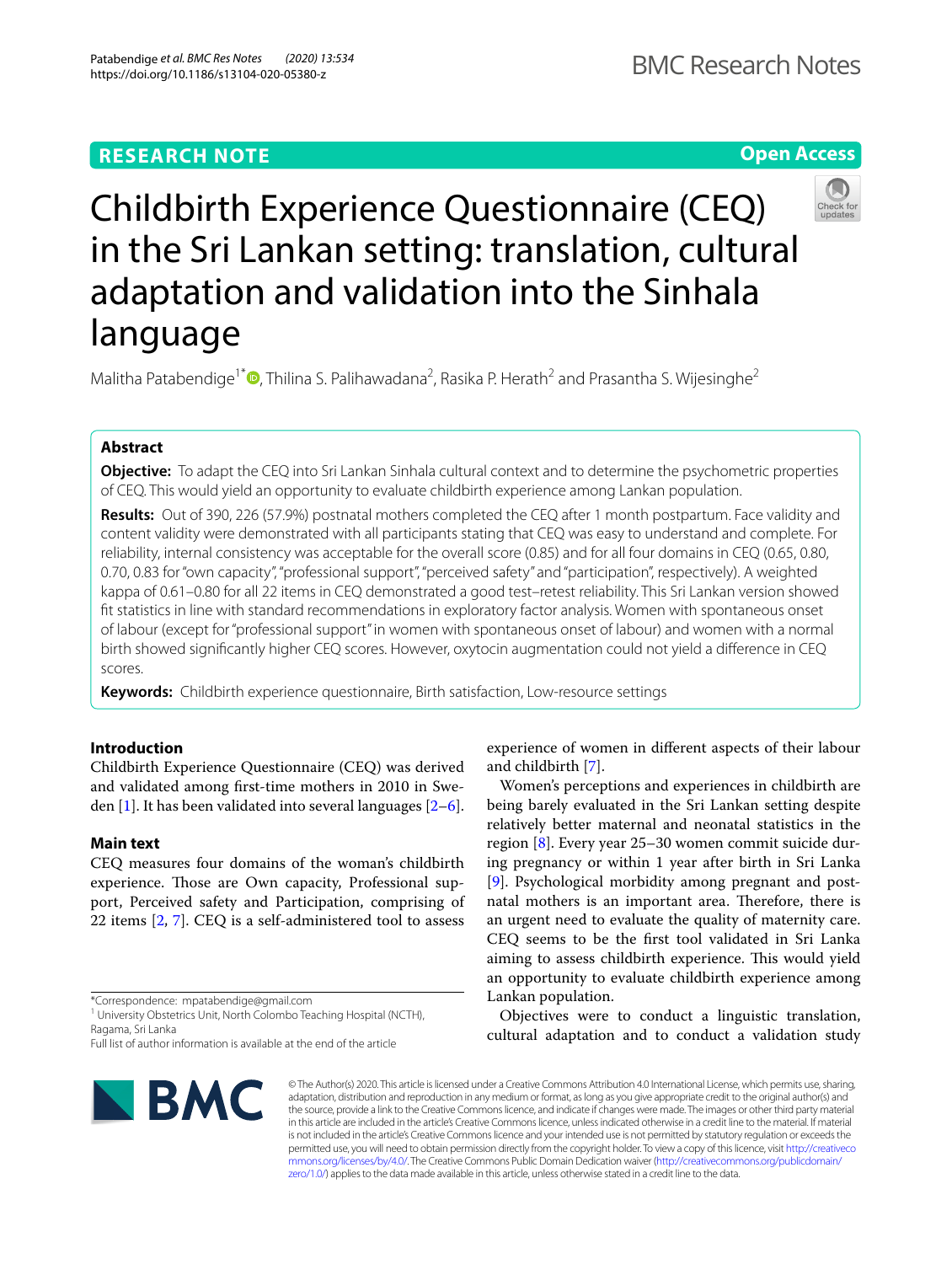# Childbirth Experience Questionnaire (CEQ) in the Sri Lankan setting: translation, cultural adaptation and validation into the Sinhala language

Malitha Patabendige[1*], Thilina S. Palihawadana[2], Rasika P. Herath[2] and Prasantha S. Wijesinghe[2]

## Abstract

**Objective:** To adapt the CEQ into Sri Lankan Sinhala cultural context and to determine the psychometric properties of CEQ. This would yield an opportunity to evaluate childbirth experience among Lankan population.

**Results:** Out of 390, 226 (57.9%) postnatal mothers completed the CEQ after 1 month postpartum. Face validity and content validity were demonstrated with all participants stating that CEQ was easy to understand and complete. For reliability, internal consistency was acceptable for the overall score (0.85) and for all four domains in CEQ (0.65, 0.80, 0.70, 0.83 for "own capacity", "professional support", "perceived safety" and "participation", respectively). A weighted kappa of 0.61–0.80 for all 22 items in CEQ demonstrated a good test–retest reliability. This Sri Lankan version showed fit statistics in line with standard recommendations in exploratory factor analysis. Women with spontaneous onset of labour (except for "professional support" in women with spontaneous onset of labour) and women with a normal birth showed significantly higher CEQ scores. However, oxytocin augmentation could not yield a difference in CEQ scores.

**Keywords:** Childbirth experience questionnaire, Birth satisfaction, Low-resource settings

## Introduction

Childbirth Experience Questionnaire (CEQ) was derived and validated among first-time mothers in 2010 in Sweden [1]. It has been validated into several languages [2–6].

## Main text

CEQ measures four domains of the woman's childbirth experience. Those are Own capacity, Professional support, Perceived safety and Participation, comprising of 22 items [2, 7]. CEQ is a self-administered tool to assess experience of women in different aspects of their labour and childbirth [7].

Women's perceptions and experiences in childbirth are being barely evaluated in the Sri Lankan setting despite relatively better maternal and neonatal statistics in the region [8]. Every year 25–30 women commit suicide during pregnancy or within 1 year after birth in Sri Lanka [9]. Psychological morbidity among pregnant and postnatal mothers is an important area. Therefore, there is an urgent need to evaluate the quality of maternity care. CEQ seems to be the first tool validated in Sri Lanka aiming to assess childbirth experience. This would yield an opportunity to evaluate childbirth experience among Lankan population.

Objectives were to conduct a linguistic translation, cultural adaptation and to conduct a validation study

*Correspondence: mpatabendige@gmail.com
[1] University Obstetrics Unit, North Colombo Teaching Hospital (NCTH), Ragama, Sri Lanka
Full list of author information is available at the end of the article

© The Author(s) 2020. This article is licensed under a Creative Commons Attribution 4.0 International License, which permits use, sharing, adaptation, distribution and reproduction in any medium or format, as long as you give appropriate credit to the original author(s) and the source, provide a link to the Creative Commons licence, and indicate if changes were made. The images or other third party material in this article are included in the article's Creative Commons licence, unless indicated otherwise in a credit line to the material. If material is not included in the article's Creative Commons licence and your intended use is not permitted by statutory regulation or exceeds the permitted use, you will need to obtain permission directly from the copyright holder. To view a copy of this licence, visit http://creativecommons.org/licenses/by/4.0/. The Creative Commons Public Domain Dedication waiver (http://creativecommons.org/publicdomain/zero/1.0/) applies to the data made available in this article, unless otherwise stated in a credit line to the data.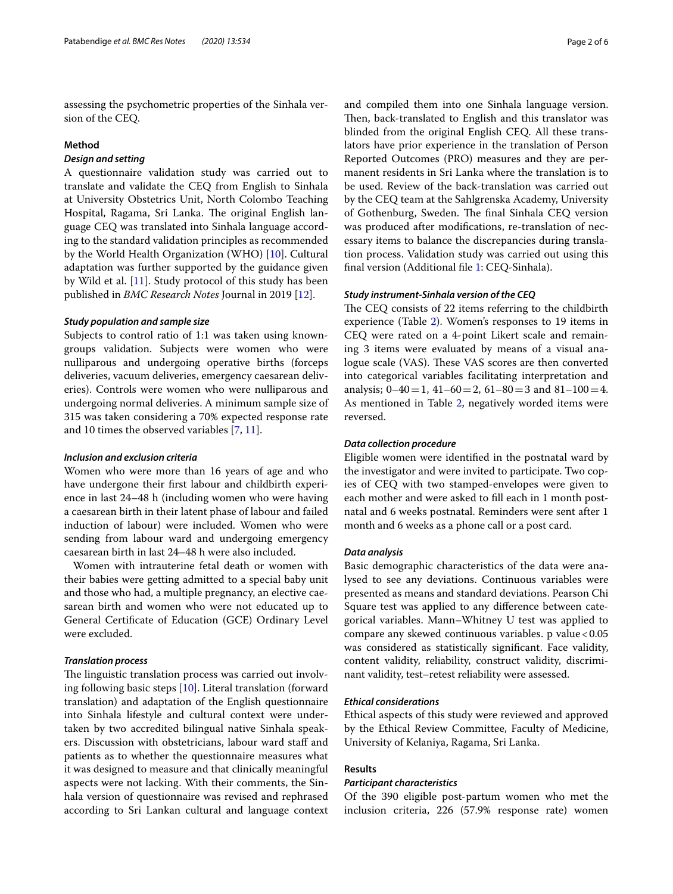assessing the psychometric properties of the Sinhala version of the CEQ.

## Method

### Design and setting

A questionnaire validation study was carried out to translate and validate the CEQ from English to Sinhala at University Obstetrics Unit, North Colombo Teaching Hospital, Ragama, Sri Lanka. The original English language CEQ was translated into Sinhala language according to the standard validation principles as recommended by the World Health Organization (WHO) [10]. Cultural adaptation was further supported by the guidance given by Wild et al. [11]. Study protocol of this study has been published in *BMC Research Notes* Journal in 2019 [12].

### Study population and sample size

Subjects to control ratio of 1:1 was taken using known-groups validation. Subjects were women who were nulliparous and undergoing operative births (forceps deliveries, vacuum deliveries, emergency caesarean deliveries). Controls were women who were nulliparous and undergoing normal deliveries. A minimum sample size of 315 was taken considering a 70% expected response rate and 10 times the observed variables [7, 11].

### Inclusion and exclusion criteria

Women who were more than 16 years of age and who have undergone their first labour and childbirth experience in last 24–48 h (including women who were having a caesarean birth in their latent phase of labour and failed induction of labour) were included. Women who were sending from labour ward and undergoing emergency caesarean birth in last 24–48 h were also included.

Women with intrauterine fetal death or women with their babies were getting admitted to a special baby unit and those who had, a multiple pregnancy, an elective caesarean birth and women who were not educated up to General Certificate of Education (GCE) Ordinary Level were excluded.

### Translation process

The linguistic translation process was carried out involving following basic steps [10]. Literal translation (forward translation) and adaptation of the English questionnaire into Sinhala lifestyle and cultural context were undertaken by two accredited bilingual native Sinhala speakers. Discussion with obstetricians, labour ward staff and patients as to whether the questionnaire measures what it was designed to measure and that clinically meaningful aspects were not lacking. With their comments, the Sinhala version of questionnaire was revised and rephrased according to Sri Lankan cultural and language context and compiled them into one Sinhala language version. Then, back-translated to English and this translator was blinded from the original English CEQ. All these translators have prior experience in the translation of Person Reported Outcomes (PRO) measures and they are permanent residents in Sri Lanka where the translation is to be used. Review of the back-translation was carried out by the CEQ team at the Sahlgrenska Academy, University of Gothenburg, Sweden. The final Sinhala CEQ version was produced after modifications, re-translation of necessary items to balance the discrepancies during translation process. Validation study was carried out using this final version (Additional file 1: CEQ-Sinhala).

### Study instrument-Sinhala version of the CEQ

The CEQ consists of 22 items referring to the childbirth experience (Table 2). Women's responses to 19 items in CEQ were rated on a 4-point Likert scale and remaining 3 items were evaluated by means of a visual analogue scale (VAS). These VAS scores are then converted into categorical variables facilitating interpretation and analysis; 0–40 = 1, 41–60 = 2, 61–80 = 3 and 81–100 = 4. As mentioned in Table 2, negatively worded items were reversed.

### Data collection procedure

Eligible women were identified in the postnatal ward by the investigator and were invited to participate. Two copies of CEQ with two stamped-envelopes were given to each mother and were asked to fill each in 1 month postnatal and 6 weeks postnatal. Reminders were sent after 1 month and 6 weeks as a phone call or a post card.

### Data analysis

Basic demographic characteristics of the data were analysed to see any deviations. Continuous variables were presented as means and standard deviations. Pearson Chi Square test was applied to any difference between categorical variables. Mann–Whitney U test was applied to compare any skewed continuous variables. p value < 0.05 was considered as statistically significant. Face validity, content validity, reliability, construct validity, discriminant validity, test–retest reliability were assessed.

### Ethical considerations

Ethical aspects of this study were reviewed and approved by the Ethical Review Committee, Faculty of Medicine, University of Kelaniya, Ragama, Sri Lanka.

## Results

### Participant characteristics

Of the 390 eligible post-partum women who met the inclusion criteria, 226 (57.9% response rate) women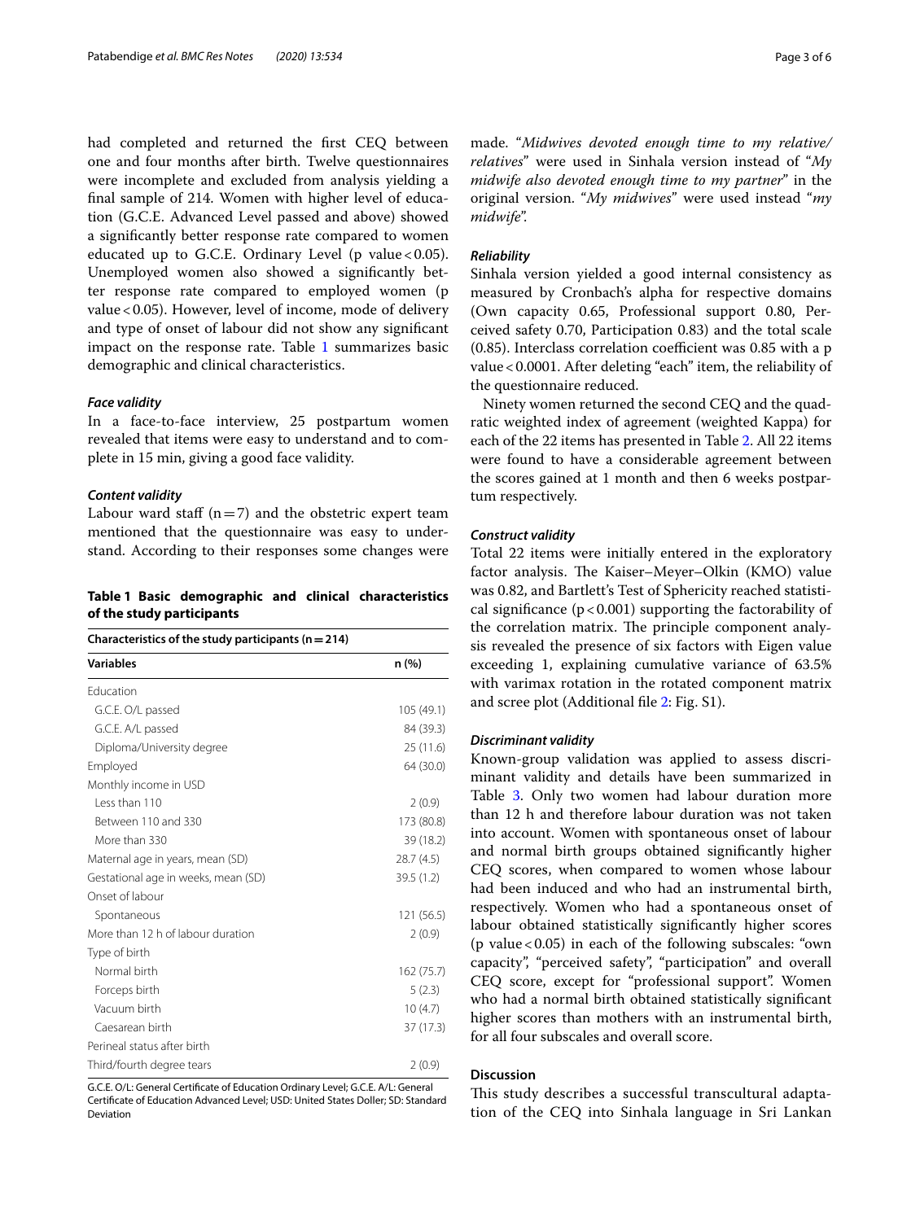had completed and returned the first CEQ between one and four months after birth. Twelve questionnaires were incomplete and excluded from analysis yielding a final sample of 214. Women with higher level of education (G.C.E. Advanced Level passed and above) showed a significantly better response rate compared to women educated up to G.C.E. Ordinary Level (p value $< 0.05$). Unemployed women also showed a significantly better response rate compared to employed women (p value $< 0.05$). However, level of income, mode of delivery and type of onset of labour did not show any significant impact on the response rate. Table 1 summarizes basic demographic and clinical characteristics.

#### *Face validity*

In a face-to-face interview, 25 postpartum women revealed that items were easy to understand and to complete in 15 min, giving a good face validity.

#### *Content validity*

Labour ward staff ($n = 7$) and the obstetric expert team mentioned that the questionnaire was easy to understand. According to their responses some changes were made. "*Midwives devoted enough time to my relative/relatives*" were used in Sinhala version instead of "*My midwife also devoted enough time to my partner*" in the original version. "*My midwives*" were used instead "*my midwife*".

**Table 1 Basic demographic and clinical characteristics of the study participants**

| Characteristics of the study participants ($n = 214$) | |
|---|---|
| **Variables** | **n (%)** |
| Education | |
| G.C.E. O/L passed | 105 (49.1) |
| G.C.E. A/L passed | 84 (39.3) |
| Diploma/University degree | 25 (11.6) |
| Employed | 64 (30.0) |
| Monthly income in USD | |
| Less than 110 | 2 (0.9) |
| Between 110 and 330 | 173 (80.8) |
| More than 330 | 39 (18.2) |
| Maternal age in years, mean (SD) | 28.7 (4.5) |
| Gestational age in weeks, mean (SD) | 39.5 (1.2) |
| Onset of labour | |
| Spontaneous | 121 (56.5) |
| More than 12 h of labour duration | 2 (0.9) |
| Type of birth | |
| Normal birth | 162 (75.7) |
| Forceps birth | 5 (2.3) |
| Vacuum birth | 10 (4.7) |
| Caesarean birth | 37 (17.3) |
| Perineal status after birth | |
| Third/fourth degree tears | 2 (0.9) |

G.C.E. O/L: General Certificate of Education Ordinary Level; G.C.E. A/L: General Certificate of Education Advanced Level; USD: United States Doller; SD: Standard Deviation

#### *Reliability*

Sinhala version yielded a good internal consistency as measured by Cronbach's alpha for respective domains (Own capacity 0.65, Professional support 0.80, Perceived safety 0.70, Participation 0.83) and the total scale (0.85). Interclass correlation coefficient was 0.85 with a p value $< 0.0001$. After deleting "each" item, the reliability of the questionnaire reduced.

Ninety women returned the second CEQ and the quadratic weighted index of agreement (weighted Kappa) for each of the 22 items has presented in Table 2. All 22 items were found to have a considerable agreement between the scores gained at 1 month and then 6 weeks postpartum respectively.

#### *Construct validity*

Total 22 items were initially entered in the exploratory factor analysis. The Kaiser–Meyer–Olkin (KMO) value was 0.82, and Bartlett's Test of Sphericity reached statistical significance ($p < 0.001$) supporting the factorability of the correlation matrix. The principle component analysis revealed the presence of six factors with Eigen value exceeding 1, explaining cumulative variance of 63.5% with varimax rotation in the rotated component matrix and scree plot (Additional file 2: Fig. S1).

#### *Discriminant validity*

Known-group validation was applied to assess discriminant validity and details have been summarized in Table 3. Only two women had labour duration more than 12 h and therefore labour duration was not taken into account. Women with spontaneous onset of labour and normal birth groups obtained significantly higher CEQ scores, when compared to women whose labour had been induced and who had an instrumental birth, respectively. Women who had a spontaneous onset of labour obtained statistically significantly higher scores (p value $< 0.05$) in each of the following subscales: "own capacity", "perceived safety", "participation" and overall CEQ score, except for "professional support". Women who had a normal birth obtained statistically significant higher scores than mothers with an instrumental birth, for all four subscales and overall score.

## Discussion

This study describes a successful transcultural adaptation of the CEQ into Sinhala language in Sri Lankan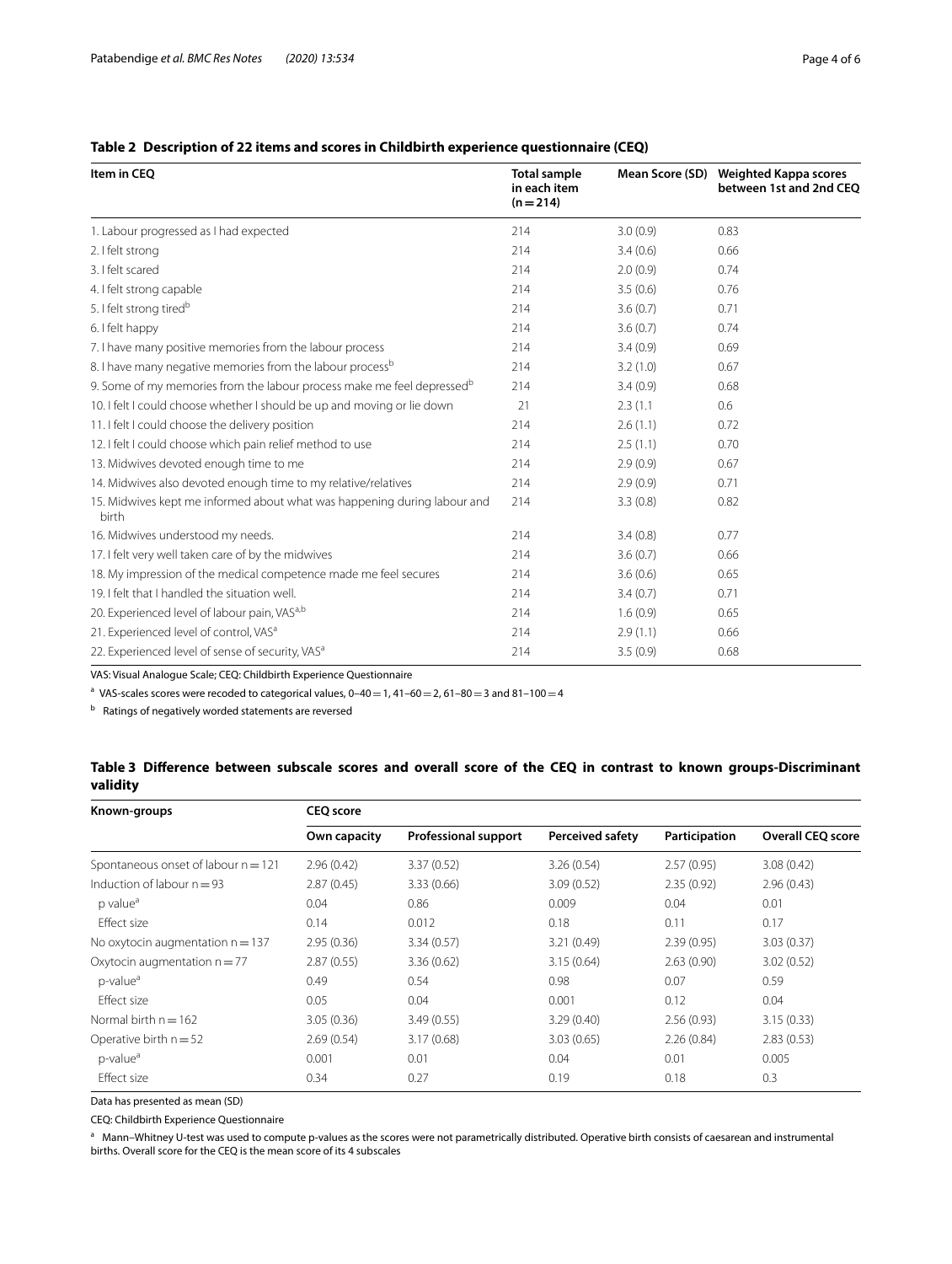**Table 2 Description of 22 items and scores in Childbirth experience questionnaire (CEQ)**

| Item in CEQ | Total sample in each item (n = 214) | Mean Score (SD) | Weighted Kappa scores between 1st and 2nd CEQ |
|---|---|---|---|
| 1. Labour progressed as I had expected | 214 | 3.0 (0.9) | 0.83 |
| 2. I felt strong | 214 | 3.4 (0.6) | 0.66 |
| 3. I felt scared | 214 | 2.0 (0.9) | 0.74 |
| 4. I felt strong capable | 214 | 3.5 (0.6) | 0.76 |
| 5. I felt strong tired[b] | 214 | 3.6 (0.7) | 0.71 |
| 6. I felt happy | 214 | 3.6 (0.7) | 0.74 |
| 7. I have many positive memories from the labour process | 214 | 3.4 (0.9) | 0.69 |
| 8. I have many negative memories from the labour process[b] | 214 | 3.2 (1.0) | 0.67 |
| 9. Some of my memories from the labour process make me feel depressed[b] | 214 | 3.4 (0.9) | 0.68 |
| 10. I felt I could choose whether I should be up and moving or lie down | 21 | 2.3 (1.1 | 0.6 |
| 11. I felt I could choose the delivery position | 214 | 2.6 (1.1) | 0.72 |
| 12. I felt I could choose which pain relief method to use | 214 | 2.5 (1.1) | 0.70 |
| 13. Midwives devoted enough time to me | 214 | 2.9 (0.9) | 0.67 |
| 14. Midwives also devoted enough time to my relative/relatives | 214 | 2.9 (0.9) | 0.71 |
| 15. Midwives kept me informed about what was happening during labour and birth | 214 | 3.3 (0.8) | 0.82 |
| 16. Midwives understood my needs. | 214 | 3.4 (0.8) | 0.77 |
| 17. I felt very well taken care of by the midwives | 214 | 3.6 (0.7) | 0.66 |
| 18. My impression of the medical competence made me feel secures | 214 | 3.6 (0.6) | 0.65 |
| 19. I felt that I handled the situation well. | 214 | 3.4 (0.7) | 0.71 |
| 20. Experienced level of labour pain, VAS[a,b] | 214 | 1.6 (0.9) | 0.65 |
| 21. Experienced level of control, VAS[a] | 214 | 2.9 (1.1) | 0.66 |
| 22. Experienced level of sense of security, VAS[a] | 214 | 3.5 (0.9) | 0.68 |

VAS: Visual Analogue Scale; CEQ: Childbirth Experience Questionnaire

[a] VAS-scales scores were recoded to categorical values, 0–40 = 1, 41–60 = 2, 61–80 = 3 and 81–100 = 4

[b] Ratings of negatively worded statements are reversed

**Table 3 Difference between subscale scores and overall score of the CEQ in contrast to known groups-Discriminant validity**

| Known-groups | CEQ score | | | | |
|---|---|---|---|---|---|
| | Own capacity | Professional support | Perceived safety | Participation | Overall CEQ score |
| Spontaneous onset of labour n = 121 | 2.96 (0.42) | 3.37 (0.52) | 3.26 (0.54) | 2.57 (0.95) | 3.08 (0.42) |
| Induction of labour n = 93 | 2.87 (0.45) | 3.33 (0.66) | 3.09 (0.52) | 2.35 (0.92) | 2.96 (0.43) |
| p value[a] | 0.04 | 0.86 | 0.009 | 0.04 | 0.01 |
| Effect size | 0.14 | 0.012 | 0.18 | 0.11 | 0.17 |
| No oxytocin augmentation n = 137 | 2.95 (0.36) | 3.34 (0.57) | 3.21 (0.49) | 2.39 (0.95) | 3.03 (0.37) |
| Oxytocin augmentation n = 77 | 2.87 (0.55) | 3.36 (0.62) | 3.15 (0.64) | 2.63 (0.90) | 3.02 (0.52) |
| p-value[a] | 0.49 | 0.54 | 0.98 | 0.07 | 0.59 |
| Effect size | 0.05 | 0.04 | 0.001 | 0.12 | 0.04 |
| Normal birth n = 162 | 3.05 (0.36) | 3.49 (0.55) | 3.29 (0.40) | 2.56 (0.93) | 3.15 (0.33) |
| Operative birth n = 52 | 2.69 (0.54) | 3.17 (0.68) | 3.03 (0.65) | 2.26 (0.84) | 2.83 (0.53) |
| p-value[a] | 0.001 | 0.01 | 0.04 | 0.01 | 0.005 |
| Effect size | 0.34 | 0.27 | 0.19 | 0.18 | 0.3 |

Data has presented as mean (SD)

CEQ: Childbirth Experience Questionnaire

[a] Mann–Whitney U-test was used to compute p-values as the scores were not parametrically distributed. Operative birth consists of caesarean and instrumental births. Overall score for the CEQ is the mean score of its 4 subscales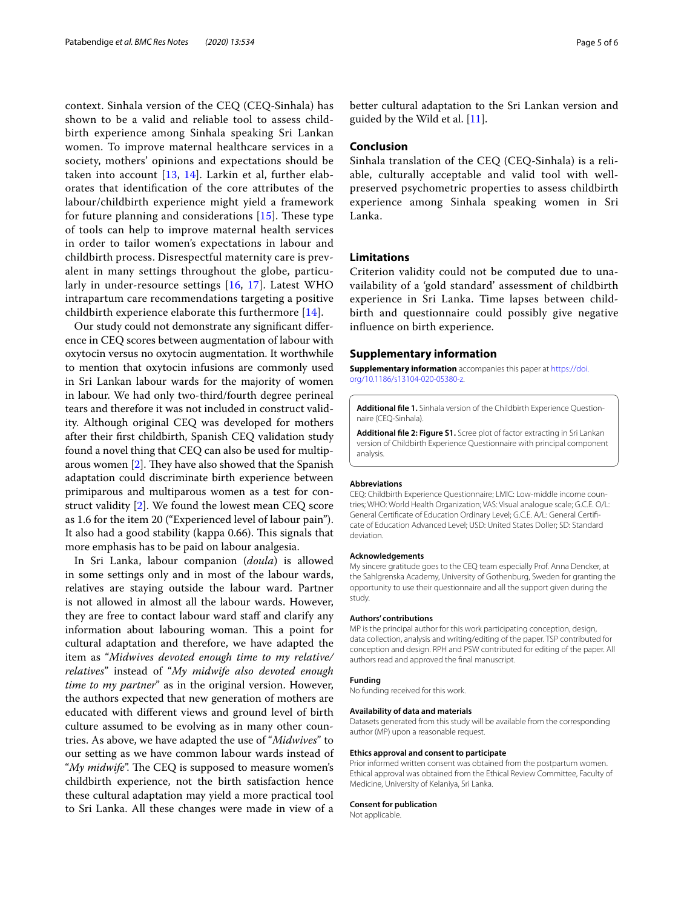context. Sinhala version of the CEQ (CEQ-Sinhala) has shown to be a valid and reliable tool to assess childbirth experience among Sinhala speaking Sri Lankan women. To improve maternal healthcare services in a society, mothers' opinions and expectations should be taken into account [13, 14]. Larkin et al, further elaborates that identification of the core attributes of the labour/childbirth experience might yield a framework for future planning and considerations [15]. These type of tools can help to improve maternal health services in order to tailor women's expectations in labour and childbirth process. Disrespectful maternity care is prevalent in many settings throughout the globe, particularly in under-resource settings [16, 17]. Latest WHO intrapartum care recommendations targeting a positive childbirth experience elaborate this furthermore [14].

Our study could not demonstrate any significant difference in CEQ scores between augmentation of labour with oxytocin versus no oxytocin augmentation. It worthwhile to mention that oxytocin infusions are commonly used in Sri Lankan labour wards for the majority of women in labour. We had only two-third/fourth degree perineal tears and therefore it was not included in construct validity. Although original CEQ was developed for mothers after their first childbirth, Spanish CEQ validation study found a novel thing that CEQ can also be used for multiparous women [2]. They have also showed that the Spanish adaptation could discriminate birth experience between primiparous and multiparous women as a test for construct validity [2]. We found the lowest mean CEQ score as 1.6 for the item 20 ("Experienced level of labour pain"). It also had a good stability (kappa 0.66). This signals that more emphasis has to be paid on labour analgesia.

In Sri Lanka, labour companion (*doula*) is allowed in some settings only and in most of the labour wards, relatives are staying outside the labour ward. Partner is not allowed in almost all the labour wards. However, they are free to contact labour ward staff and clarify any information about labouring woman. This a point for cultural adaptation and therefore, we have adapted the item as "*Midwives devoted enough time to my relative/relatives*" instead of "*My midwife also devoted enough time to my partner*" as in the original version. However, the authors expected that new generation of mothers are educated with different views and ground level of birth culture assumed to be evolving as in many other countries. As above, we have adapted the use of "*Midwives*" to our setting as we have common labour wards instead of "*My midwife*". The CEQ is supposed to measure women's childbirth experience, not the birth satisfaction hence these cultural adaptation may yield a more practical tool to Sri Lanka. All these changes were made in view of a better cultural adaptation to the Sri Lankan version and guided by the Wild et al. [11].

## Conclusion

Sinhala translation of the CEQ (CEQ-Sinhala) is a reliable, culturally acceptable and valid tool with well-preserved psychometric properties to assess childbirth experience among Sinhala speaking women in Sri Lanka.

## Limitations

Criterion validity could not be computed due to unavailability of a 'gold standard' assessment of childbirth experience in Sri Lanka. Time lapses between childbirth and questionnaire could possibly give negative influence on birth experience.

## Supplementary information

**Supplementary information** accompanies this paper at https://doi.org/10.1186/s13104-020-05380-z.

**Additional file 1.** Sinhala version of the Childbirth Experience Questionnaire (CEQ-Sinhala).

**Additional file 2: Figure S1.** Scree plot of factor extracting in Sri Lankan version of Childbirth Experience Questionnaire with principal component analysis.

#### Abbreviations

CEQ: Childbirth Experience Questionnaire; LMIC: Low-middle income countries; WHO: World Health Organization; VAS: Visual analogue scale; G.C.E. O/L: General Certificate of Education Ordinary Level; G.C.E. A/L: General Certificate of Education Advanced Level; USD: United States Doller; SD: Standard deviation.

#### Acknowledgements

My sincere gratitude goes to the CEQ team especially Prof. Anna Dencker, at the Sahlgrenska Academy, University of Gothenburg, Sweden for granting the opportunity to use their questionnaire and all the support given during the study.

#### Authors' contributions

MP is the principal author for this work participating conception, design, data collection, analysis and writing/editing of the paper. TSP contributed for conception and design. RPH and PSW contributed for editing of the paper. All authors read and approved the final manuscript.

#### Funding

No funding received for this work.

#### Availability of data and materials

Datasets generated from this study will be available from the corresponding author (MP) upon a reasonable request.

#### Ethics approval and consent to participate

Prior informed written consent was obtained from the postpartum women. Ethical approval was obtained from the Ethical Review Committee, Faculty of Medicine, University of Kelaniya, Sri Lanka.

#### Consent for publication

Not applicable.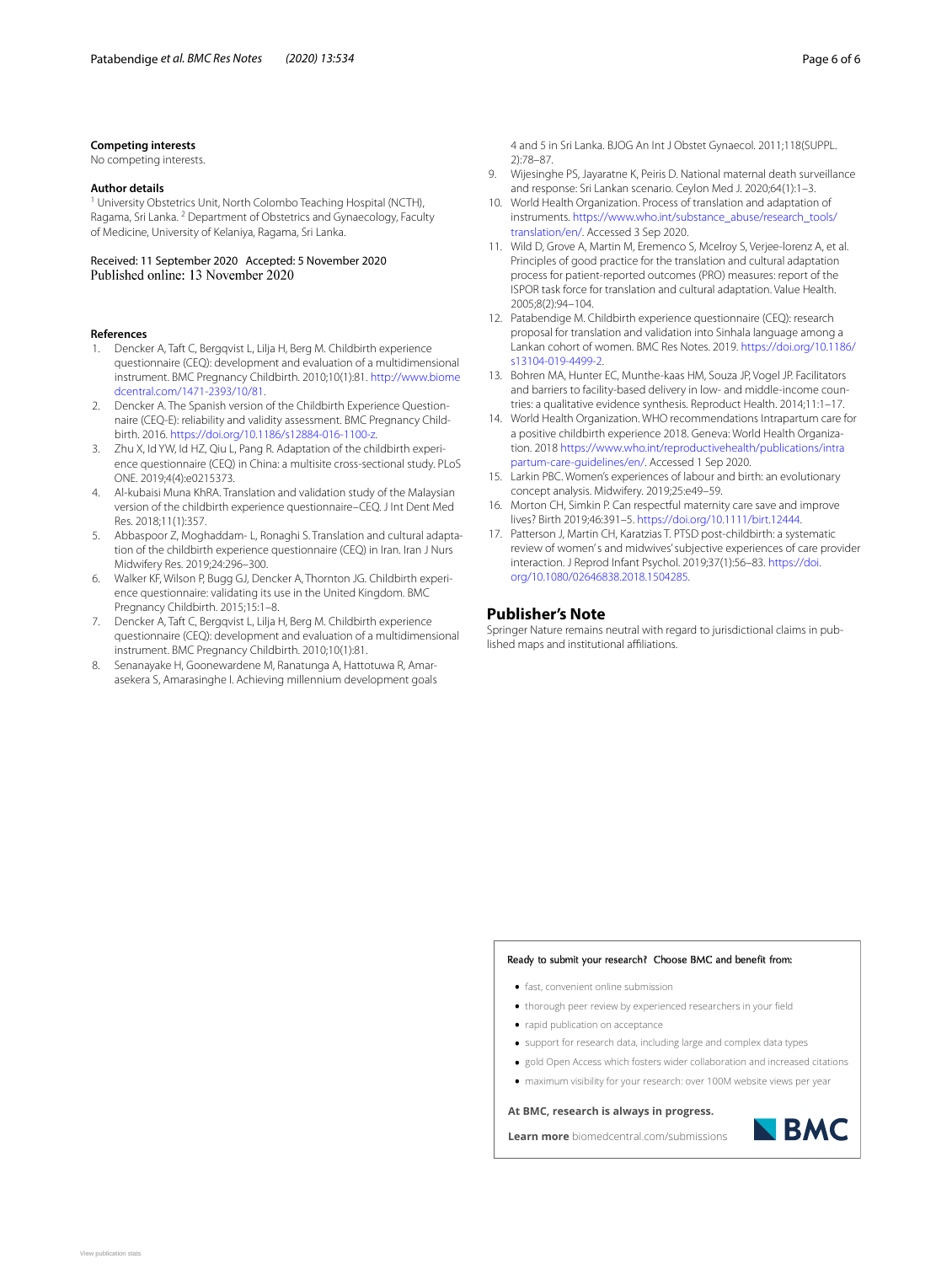## Competing interests

No competing interests.

## Author details

[1] University Obstetrics Unit, North Colombo Teaching Hospital (NCTH), Ragama, Sri Lanka. [2] Department of Obstetrics and Gynaecology, Faculty of Medicine, University of Kelaniya, Ragama, Sri Lanka.

Received: 11 September 2020 Accepted: 5 November 2020
Published online: 13 November 2020

## References

1. Dencker A, Taft C, Bergqvist L, Lilja H, Berg M. Childbirth experience questionnaire (CEQ): development and evaluation of a multidimensional instrument. BMC Pregnancy Childbirth. 2010;10(1):81. http://www.biomedcentral.com/1471-2393/10/81.
2. Dencker A. The Spanish version of the Childbirth Experience Questionnaire (CEQ-E): reliability and validity assessment. BMC Pregnancy Childbirth. 2016. https://doi.org/10.1186/s12884-016-1100-z.
3. Zhu X, Id YW, Id HZ, Qiu L, Pang R. Adaptation of the childbirth experience questionnaire (CEQ) in China: a multisite cross-sectional study. PLoS ONE. 2019;4(4):e0215373.
4. Al-kubaisi Muna KhRA. Translation and validation study of the Malaysian version of the childbirth experience questionnaire–CEQ. J Int Dent Med Res. 2018;11(1):357.
5. Abbaspoor Z, Moghaddam- L, Ronaghi S. Translation and cultural adaptation of the childbirth experience questionnaire (CEQ) in Iran. Iran J Nurs Midwifery Res. 2019;24:296–300.
6. Walker KF, Wilson P, Bugg GJ, Dencker A, Thornton JG. Childbirth experience questionnaire: validating its use in the United Kingdom. BMC Pregnancy Childbirth. 2015;15:1–8.
7. Dencker A, Taft C, Bergqvist L, Lilja H, Berg M. Childbirth experience questionnaire (CEQ): development and evaluation of a multidimensional instrument. BMC Pregnancy Childbirth. 2010;10(1):81.
8. Senanayake H, Goonewardene M, Ranatunga A, Hattotuwa R, Amarasekera S, Amarasinghe I. Achieving millennium development goals 4 and 5 in Sri Lanka. BJOG An Int J Obstet Gynaecol. 2011;118(SUPPL. 2):78–87.
9. Wijesinghe PS, Jayaratne K, Peiris D. National maternal death surveillance and response: Sri Lankan scenario. Ceylon Med J. 2020;64(1):1–3.
10. World Health Organization. Process of translation and adaptation of instruments. https://www.who.int/substance_abuse/research_tools/translation/en/. Accessed 3 Sep 2020.
11. Wild D, Grove A, Martin M, Eremenco S, Mcelroy S, Verjee-lorenz A, et al. Principles of good practice for the translation and cultural adaptation process for patient-reported outcomes (PRO) measures: report of the ISPOR task force for translation and cultural adaptation. Value Health. 2005;8(2):94–104.
12. Patabendige M. Childbirth experience questionnaire (CEQ): research proposal for translation and validation into Sinhala language among a Lankan cohort of women. BMC Res Notes. 2019. https://doi.org/10.1186/s13104-019-4499-2.
13. Bohren MA, Hunter EC, Munthe-kaas HM, Souza JP, Vogel JP. Facilitators and barriers to facility-based delivery in low- and middle-income countries: a qualitative evidence synthesis. Reproduct Health. 2014;11:1–17.
14. World Health Organization. WHO recommendations Intrapartum care for a positive childbirth experience 2018. Geneva: World Health Organization. 2018 https://www.who.int/reproductivehealth/publications/intrapartum-care-guidelines/en/. Accessed 1 Sep 2020.
15. Larkin PBC. Women's experiences of labour and birth: an evolutionary concept analysis. Midwifery. 2019;25:e49–59.
16. Morton CH, Simkin P. Can respectful maternity care save and improve lives? Birth 2019;46:391–5. https://doi.org/10.1111/birt.12444.
17. Patterson J, Martin CH, Karatzias T. PTSD post-childbirth: a systematic review of women's and midwives' subjective experiences of care provider interaction. J Reprod Infant Psychol. 2019;37(1):56–83. https://doi.org/10.1080/02646838.2018.1504285.

## Publisher's Note

Springer Nature remains neutral with regard to jurisdictional claims in published maps and institutional affiliations.